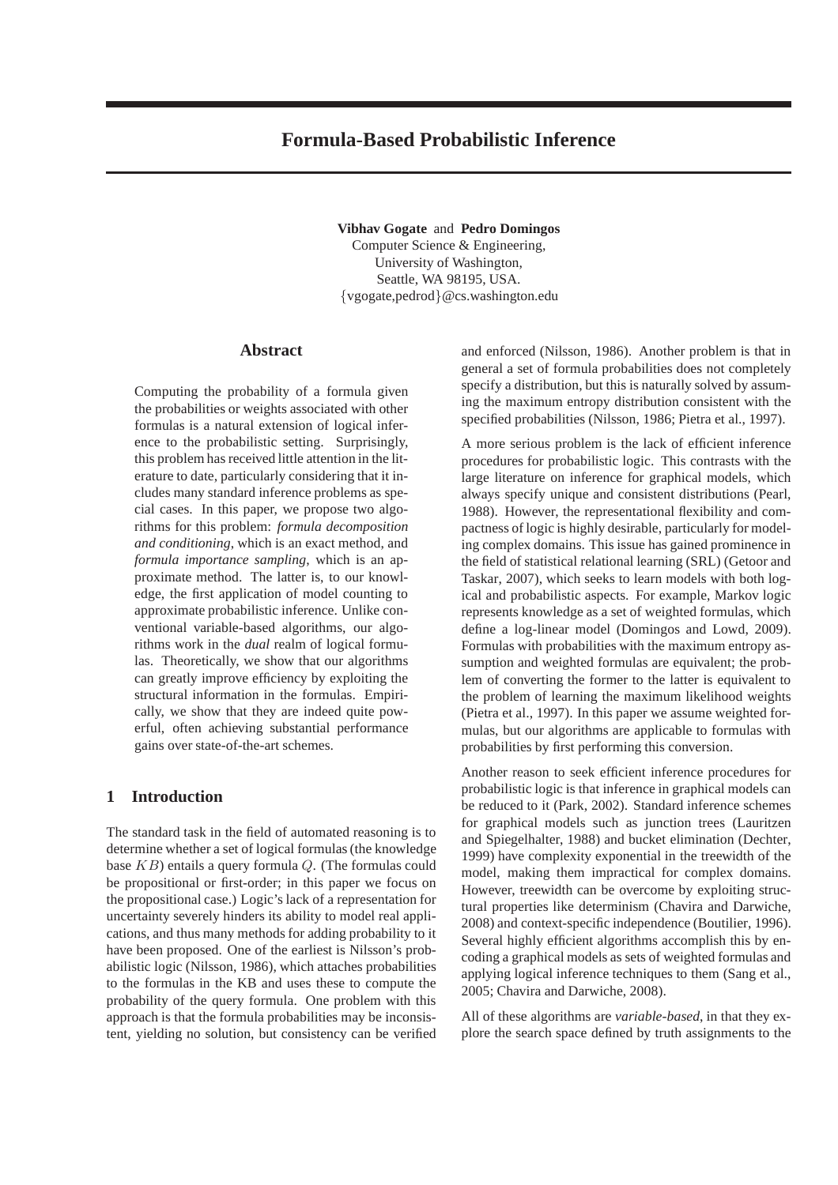# Formula-Based Probabilistic Inference

**Vibhav Gogate** and **Pedro Domingos**
Computer Science & Engineering,
University of Washington,
Seattle, WA 98195, USA.
{vgogate,pedrod}@cs.washington.edu

## Abstract

Computing the probability of a formula given the probabilities or weights associated with other formulas is a natural extension of logical inference to the probabilistic setting. Surprisingly, this problem has received little attention in the literature to date, particularly considering that it includes many standard inference problems as special cases. In this paper, we propose two algorithms for this problem: *formula decomposition and conditioning*, which is an exact method, and *formula importance sampling*, which is an approximate method. The latter is, to our knowledge, the first application of model counting to approximate probabilistic inference. Unlike conventional variable-based algorithms, our algorithms work in the *dual* realm of logical formulas. Theoretically, we show that our algorithms can greatly improve efficiency by exploiting the structural information in the formulas. Empirically, we show that they are indeed quite powerful, often achieving substantial performance gains over state-of-the-art schemes.

## 1 Introduction

The standard task in the field of automated reasoning is to determine whether a set of logical formulas (the knowledge base $KB$) entails a query formula $Q$. (The formulas could be propositional or first-order; in this paper we focus on the propositional case.) Logic's lack of a representation for uncertainty severely hinders its ability to model real applications, and thus many methods for adding probability to it have been proposed. One of the earliest is Nilsson's probabilistic logic (Nilsson, 1986), which attaches probabilities to the formulas in the KB and uses these to compute the probability of the query formula. One problem with this approach is that the formula probabilities may be inconsistent, yielding no solution, but consistency can be verified and enforced (Nilsson, 1986). Another problem is that in general a set of formula probabilities does not completely specify a distribution, but this is naturally solved by assuming the maximum entropy distribution consistent with the specified probabilities (Nilsson, 1986; Pietra et al., 1997).

A more serious problem is the lack of efficient inference procedures for probabilistic logic. This contrasts with the large literature on inference for graphical models, which always specify unique and consistent distributions (Pearl, 1988). However, the representational flexibility and compactness of logic is highly desirable, particularly for modeling complex domains. This issue has gained prominence in the field of statistical relational learning (SRL) (Getoor and Taskar, 2007), which seeks to learn models with both logical and probabilistic aspects. For example, Markov logic represents knowledge as a set of weighted formulas, which define a log-linear model (Domingos and Lowd, 2009). Formulas with probabilities with the maximum entropy assumption and weighted formulas are equivalent; the problem of converting the former to the latter is equivalent to the problem of learning the maximum likelihood weights (Pietra et al., 1997). In this paper we assume weighted formulas, but our algorithms are applicable to formulas with probabilities by first performing this conversion.

Another reason to seek efficient inference procedures for probabilistic logic is that inference in graphical models can be reduced to it (Park, 2002). Standard inference schemes for graphical models such as junction trees (Lauritzen and Spiegelhalter, 1988) and bucket elimination (Dechter, 1999) have complexity exponential in the treewidth of the model, making them impractical for complex domains. However, treewidth can be overcome by exploiting structural properties like determinism (Chavira and Darwiche, 2008) and context-specific independence (Boutilier, 1996). Several highly efficient algorithms accomplish this by encoding a graphical models as sets of weighted formulas and applying logical inference techniques to them (Sang et al., 2005; Chavira and Darwiche, 2008).

All of these algorithms are *variable-based*, in that they explore the search space defined by truth assignments to the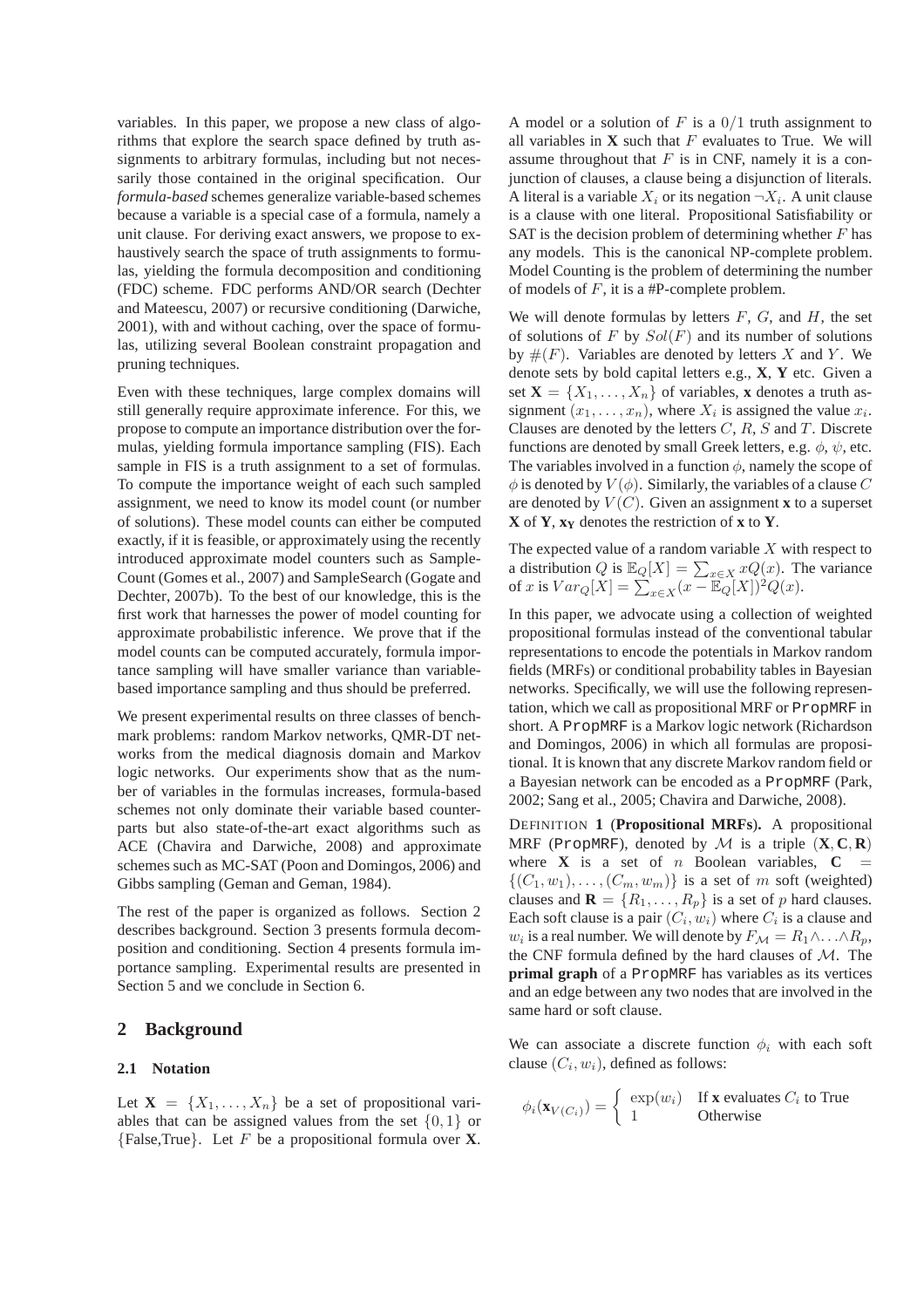variables. In this paper, we propose a new class of algorithms that explore the search space defined by truth assignments to arbitrary formulas, including but not necessarily those contained in the original specification. Our *formula-based* schemes generalize variable-based schemes because a variable is a special case of a formula, namely a unit clause. For deriving exact answers, we propose to exhaustively search the space of truth assignments to formulas, yielding the formula decomposition and conditioning (FDC) scheme. FDC performs AND/OR search (Dechter and Mateescu, 2007) or recursive conditioning (Darwiche, 2001), with and without caching, over the space of formulas, utilizing several Boolean constraint propagation and pruning techniques.

Even with these techniques, large complex domains will still generally require approximate inference. For this, we propose to compute an importance distribution over the formulas, yielding formula importance sampling (FIS). Each sample in FIS is a truth assignment to a set of formulas. To compute the importance weight of each such sampled assignment, we need to know its model count (or number of solutions). These model counts can either be computed exactly, if it is feasible, or approximately using the recently introduced approximate model counters such as SampleCount (Gomes et al., 2007) and SampleSearch (Gogate and Dechter, 2007b). To the best of our knowledge, this is the first work that harnesses the power of model counting for approximate probabilistic inference. We prove that if the model counts can be computed accurately, formula importance sampling will have smaller variance than variable-based importance sampling and thus should be preferred.

We present experimental results on three classes of benchmark problems: random Markov networks, QMR-DT networks from the medical diagnosis domain and Markov logic networks. Our experiments show that as the number of variables in the formulas increases, formula-based schemes not only dominate their variable based counterparts but also state-of-the-art exact algorithms such as ACE (Chavira and Darwiche, 2008) and approximate schemes such as MC-SAT (Poon and Domingos, 2006) and Gibbs sampling (Geman and Geman, 1984).

The rest of the paper is organized as follows. Section 2 describes background. Section 3 presents formula decomposition and conditioning. Section 4 presents formula importance sampling. Experimental results are presented in Section 5 and we conclude in Section 6.

## 2 Background

### 2.1 Notation

Let $\mathbf{X} = \{X_1, \ldots, X_n\}$ be a set of propositional variables that can be assigned values from the set $\{0, 1\}$ or $\{\text{False}, \text{True}\}$. Let $F$ be a propositional formula over $\mathbf{X}$. A model or a solution of $F$ is a $0/1$ truth assignment to all variables in $\mathbf{X}$ such that $F$ evaluates to True. We will assume throughout that $F$ is in CNF, namely it is a conjunction of clauses, a clause being a disjunction of literals. A literal is a variable $X_i$ or its negation $\neg X_i$. A unit clause is a clause with one literal. Propositional Satisfiability or SAT is the decision problem of determining whether $F$ has any models. This is the canonical NP-complete problem. Model Counting is the problem of determining the number of models of $F$, it is a #P-complete problem.

We will denote formulas by letters $F$, $G$, and $H$, the set of solutions of $F$ by $Sol(F)$ and its number of solutions by $\#(F)$. Variables are denoted by letters $X$ and $Y$. We denote sets by bold capital letters e.g., $\mathbf{X}$, $\mathbf{Y}$ etc. Given a set $\mathbf{X} = \{X_1, \ldots, X_n\}$ of variables, $\mathbf{x}$ denotes a truth assignment $(x_1, \ldots, x_n)$, where $X_i$ is assigned the value $x_i$. Clauses are denoted by the letters $C$, $R$, $S$ and $T$. Discrete functions are denoted by small Greek letters, e.g. $\phi$, $\psi$, etc. The variables involved in a function $\phi$, namely the scope of $\phi$ is denoted by $V(\phi)$. Similarly, the variables of a clause $C$ are denoted by $V(C)$. Given an assignment $\mathbf{x}$ to a superset $\mathbf{X}$ of $\mathbf{Y}$, $\mathbf{x}_{\mathbf{Y}}$ denotes the restriction of $\mathbf{x}$ to $\mathbf{Y}$.

The expected value of a random variable $X$ with respect to a distribution $Q$ is $\mathbb{E}_Q[X] = \sum_{x \in X} x Q(x)$. The variance of $x$ is $Var_Q[X] = \sum_{x \in X} (x - \mathbb{E}_Q[X])^2 Q(x)$.

In this paper, we advocate using a collection of weighted propositional formulas instead of the conventional tabular representations to encode the potentials in Markov random fields (MRFs) or conditional probability tables in Bayesian networks. Specifically, we will use the following representation, which we call as propositional MRF or `PropMRF` in short. A `PropMRF` is a Markov logic network (Richardson and Domingos, 2006) in which all formulas are propositional. It is known that any discrete Markov random field or a Bayesian network can be encoded as a `PropMRF` (Park, 2002; Sang et al., 2005; Chavira and Darwiche, 2008).

DEFINITION **1** (**Propositional MRFs**). A propositional MRF (`PropMRF`), denoted by $\mathcal{M}$ is a triple $(\mathbf{X}, \mathbf{C}, \mathbf{R})$ where $\mathbf{X}$ is a set of $n$ Boolean variables, $\mathbf{C} = \{(C_1, w_1), \ldots, (C_m, w_m)\}$ is a set of $m$ soft (weighted) clauses and $\mathbf{R} = \{R_1, \ldots, R_p\}$ is a set of $p$ hard clauses. Each soft clause is a pair $(C_i, w_i)$ where $C_i$ is a clause and $w_i$ is a real number. We will denote by $F_{\mathcal{M}} = R_1 \wedge \ldots \wedge R_p$, the CNF formula defined by the hard clauses of $\mathcal{M}$. The **primal graph** of a `PropMRF` has variables as its vertices and an edge between any two nodes that are involved in the same hard or soft clause.

We can associate a discrete function $\phi_i$ with each soft clause $(C_i, w_i)$, defined as follows:

$$\phi_i(\mathbf{x}_{V(C_i)}) = \begin{cases} \exp(w_i) & \text{If } \mathbf{x} \text{ evaluates } C_i \text{ to True} \\ 1 & \text{Otherwise} \end{cases}$$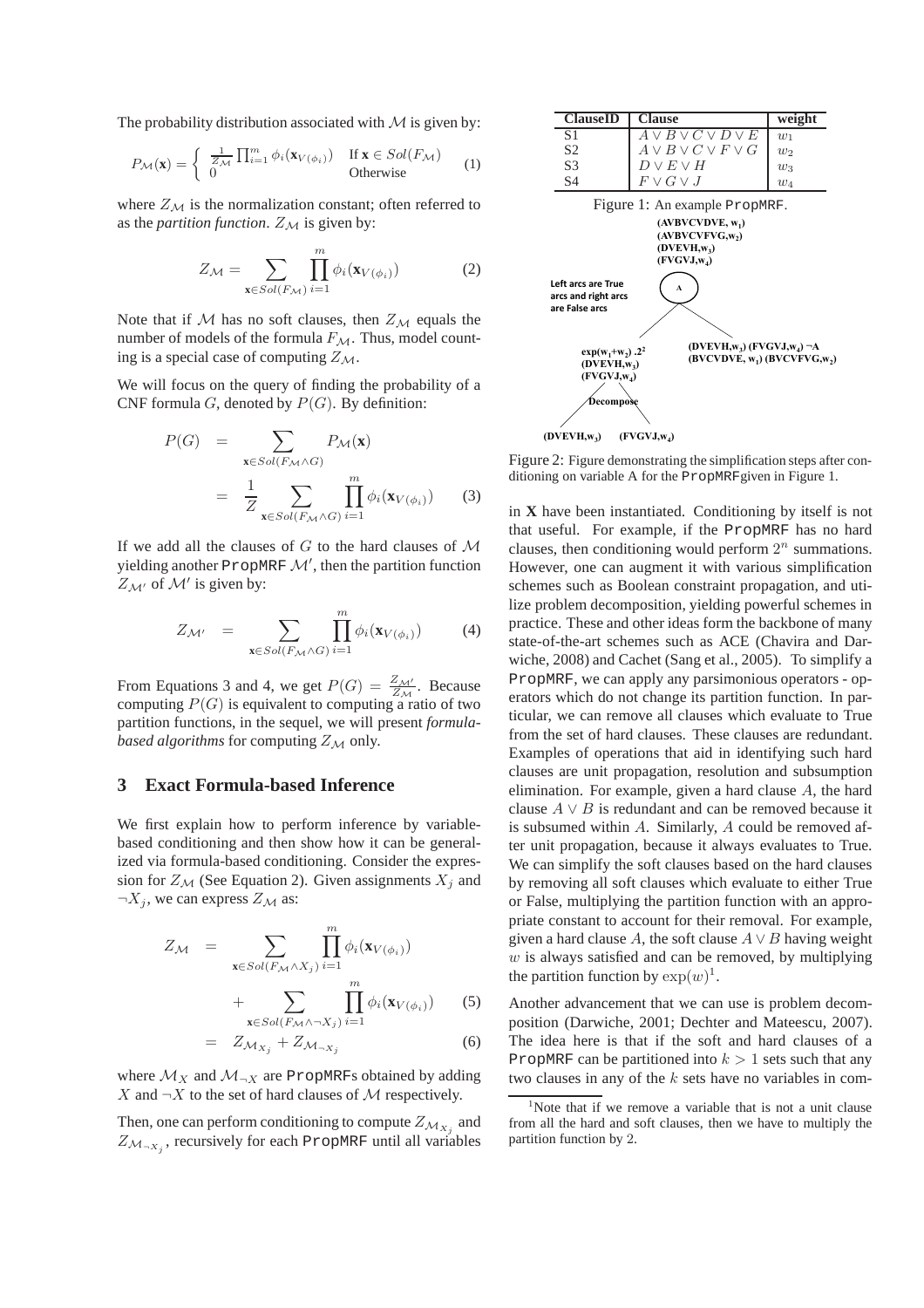The probability distribution associated with $\mathcal{M}$ is given by:

$$P_{\mathcal{M}}(\mathbf{x}) = \begin{cases} \frac{1}{Z_{\mathcal{M}}} \prod_{i=1}^{m} \phi_i(\mathbf{x}_{V(\phi_i)}) & \text{If } \mathbf{x} \in Sol(F_{\mathcal{M}}) \\ 0 & \text{Otherwise} \end{cases} \quad (1)$$

where $Z_{\mathcal{M}}$ is the normalization constant; often referred to as the *partition function*. $Z_{\mathcal{M}}$ is given by:

$$Z_{\mathcal{M}} = \sum_{\mathbf{x} \in Sol(F_{\mathcal{M}})} \prod_{i=1}^{m} \phi_i(\mathbf{x}_{V(\phi_i)}) \quad (2)$$

Note that if $\mathcal{M}$ has no soft clauses, then $Z_{\mathcal{M}}$ equals the number of models of the formula $F_{\mathcal{M}}$. Thus, model counting is a special case of computing $Z_{\mathcal{M}}$.

We will focus on the query of finding the probability of a CNF formula $G$, denoted by $P(G)$. By definition:

$$\begin{aligned} P(G) &= \sum_{\mathbf{x} \in Sol(F_{\mathcal{M}} \wedge G)} P_{\mathcal{M}}(\mathbf{x}) \\ &= \frac{1}{Z} \sum_{\mathbf{x} \in Sol(F_{\mathcal{M}} \wedge G)} \prod_{i=1}^{m} \phi_i(\mathbf{x}_{V(\phi_i)}) \quad (3) \end{aligned}$$

If we add all the clauses of $G$ to the hard clauses of $\mathcal{M}$ yielding another PropMRF $\mathcal{M}'$, then the partition function $Z_{\mathcal{M}'}$ of $\mathcal{M}'$ is given by:

$$Z_{\mathcal{M}'} = \sum_{\mathbf{x} \in Sol(F_{\mathcal{M}} \wedge G)} \prod_{i=1}^{m} \phi_i(\mathbf{x}_{V(\phi_i)}) \quad (4)$$

From Equations 3 and 4, we get $P(G) = \frac{Z_{\mathcal{M}'}}{Z_{\mathcal{M}}}$. Because computing $P(G)$ is equivalent to computing a ratio of two partition functions, in the sequel, we will present *formula-based algorithms* for computing $Z_{\mathcal{M}}$ only.

## 3 Exact Formula-based Inference

We first explain how to perform inference by variable-based conditioning and then show how it can be generalized via formula-based conditioning. Consider the expression for $Z_{\mathcal{M}}$ (See Equation 2). Given assignments $X_j$ and $\neg X_j$, we can express $Z_{\mathcal{M}}$ as:

$$\begin{aligned} Z_{\mathcal{M}} &= \sum_{\mathbf{x} \in Sol(F_{\mathcal{M}} \wedge X_j)} \prod_{i=1}^{m} \phi_i(\mathbf{x}_{V(\phi_i)}) \\ &\quad + \sum_{\mathbf{x} \in Sol(F_{\mathcal{M}} \wedge \neg X_j)} \prod_{i=1}^{m} \phi_i(\mathbf{x}_{V(\phi_i)}) \quad (5) \\ &= Z_{\mathcal{M}_{X_j}} + Z_{\mathcal{M}_{\neg X_j}} \quad (6) \end{aligned}$$

where $\mathcal{M}_X$ and $\mathcal{M}_{\neg X}$ are PropMRFs obtained by adding $X$ and $\neg X$ to the set of hard clauses of $\mathcal{M}$ respectively.

Then, one can perform conditioning to compute $Z_{\mathcal{M}_{X_j}}$ and $Z_{\mathcal{M}_{\neg X_j}}$, recursively for each PropMRF until all variables in **X** have been instantiated. Conditioning by itself is not that useful. For example, if the PropMRF has no hard clauses, then conditioning would perform $2^n$ summations. However, one can augment it with various simplification schemes such as Boolean constraint propagation, and utilize problem decomposition, yielding powerful schemes in practice. These and other ideas form the backbone of many state-of-the-art schemes such as ACE (Chavira and Darwiche, 2008) and Cachet (Sang et al., 2005). To simplify a PropMRF, we can apply any parsimonious operators - operators which do not change its partition function. In particular, we can remove all clauses which evaluate to True from the set of hard clauses. These clauses are redundant. Examples of operations that aid in identifying such hard clauses are unit propagation, resolution and subsumption elimination. For example, given a hard clause $A$, the hard clause $A \vee B$ is redundant and can be removed because it is subsumed within $A$. Similarly, $A$ could be removed after unit propagation, because it always evaluates to True. We can simplify the soft clauses based on the hard clauses by removing all soft clauses which evaluate to either True or False, multiplying the partition function with an appropriate constant to account for their removal. For example, given a hard clause $A$, the soft clause $A \vee B$ having weight $w$ is always satisfied and can be removed, by multiplying the partition function by $\exp(w)$[1].

Another advancement that we can use is problem decomposition (Darwiche, 2001; Dechter and Mateescu, 2007). The idea here is that if the soft and hard clauses of a PropMRF can be partitioned into $k > 1$ sets such that any two clauses in any of the $k$ sets have no variables in com-

| ClauseID | Clause | weight |
|---|---|---|
| S1 | $A \vee B \vee C \vee D \vee E$ | $w_1$ |
| S2 | $A \vee B \vee C \vee F \vee G$ | $w_2$ |
| S3 | $D \vee E \vee H$ | $w_3$ |
| S4 | $F \vee G \vee J$ | $w_4$ |

Figure 1: An example PropMRF.

Left arcs are True arcs and right arcs are False arcs

Root: (AVBVCVDVE, $w_1$) (AVBVCVFVG,$w_2$) (DVEVH,$w_3$) (FVGVJ,$w_4$) — branching on A

True branch: $\exp(w_1+w_2).2^2$ (DVEVH,$w_3$) (FVGVJ,$w_4$) → Decompose → (DVEVH,$w_3$) (FVGVJ,$w_4$)

False branch: (DVEVH,$w_3$) (FVGVJ,$w_4$) ¬A (BVCVDVE, $w_1$) (BVCVFVG,$w_2$)

Figure 2: Figure demonstrating the simplification steps after conditioning on variable A for the PropMRFgiven in Figure 1.

[1]Note that if we remove a variable that is not a unit clause from all the hard and soft clauses, then we have to multiply the partition function by 2.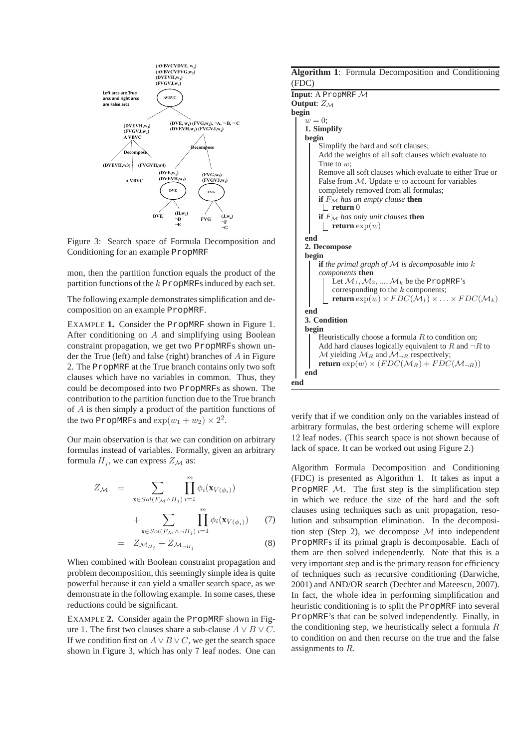(AVBVCVDVE, $w_1$)
(AVBVCVFVG,$w_2$)
(DVEVH,$w_3$)
(FVGVJ,$w_4$)

Left arcs are True arcs and right arcs are False arcs

AVBVC

(DVEVH,$w_3$)
(FVGVJ,$w_4$)
A VBVC

(DVE, $w_1$) (FVG,$w_2$), ¬A, ¬ B, ¬ C
(DVEVH,$w_3$) (FVGVJ,$w_4$)

Decompose

Decompose

(DVEVH,w3) (FVGVH,w4)

A VBVC

(DVE,$w_1$)
(DVEVH,$w_3$)

(FVG,$w_2$)
(FVGVJ,$w_4$)

DVE

FVG

DVE

(H,$w_3$)
¬D
¬E

FVG

(J,$w_4$)
¬F
¬G

Figure 3: Search space of Formula Decomposition and Conditioning for an example PropMRF

mon, then the partition function equals the product of the partition functions of the $k$ PropMRFs induced by each set.

The following example demonstrates simplification and decomposition on an example PropMRF.

EXAMPLE **1.** Consider the PropMRF shown in Figure 1. After conditioning on $A$ and simplifying using Boolean constraint propagation, we get two PropMRFs shown under the True (left) and false (right) branches of $A$ in Figure 2. The PropMRF at the True branch contains only two soft clauses which have no variables in common. Thus, they could be decomposed into two PropMRFs as shown. The contribution to the partition function due to the True branch of $A$ is then simply a product of the partition functions of the two PropMRFs and $\exp(w_1 + w_2) \times 2^2$.

Our main observation is that we can condition on arbitrary formulas instead of variables. Formally, given an arbitrary formula $H_j$, we can express $Z_{\mathcal{M}}$ as:

$$Z_{\mathcal{M}} = \sum_{\mathbf{x} \in Sol(F_{\mathcal{M}} \wedge H_j)} \prod_{i=1}^{m} \phi_i(\mathbf{x}_{V(\phi_i)}) + \sum_{\mathbf{x} \in Sol(F_{\mathcal{M}} \wedge \neg H_j)} \prod_{i=1}^{m} \phi_i(\mathbf{x}_{V(\phi_i)}) \qquad (7)$$

$$= Z_{\mathcal{M}_{H_j}} + Z_{\mathcal{M}_{\neg H_j}} \qquad (8)$$

When combined with Boolean constraint propagation and problem decomposition, this seemingly simple idea is quite powerful because it can yield a smaller search space, as we demonstrate in the following example. In some cases, these reductions could be significant.

EXAMPLE **2.** Consider again the PropMRF shown in Figure 1. The first two clauses share a sub-clause $A \vee B \vee C$. If we condition first on $A \vee B \vee C$, we get the search space shown in Figure 3, which has only 7 leaf nodes. One can verify that if we condition only on the variables instead of arbitrary formulas, the best ordering scheme will explore 12 leaf nodes. (This search space is not shown because of lack of space. It can be worked out using Figure 2.)

**Algorithm 1**: Formula Decomposition and Conditioning (FDC)

**Input**: A PropMRF $\mathcal{M}$
**Output**: $Z_{\mathcal{M}}$
**begin**
- $w = 0$;
- **1. Simplify**
- **begin**
  - Simplify the hard and soft clauses;
  - Add the weights of all soft clauses which evaluate to True to $w$;
  - Remove all soft clauses which evaluate to either True or False from $\mathcal{M}$. Update $w$ to account for variables completely removed from all formulas;
  - **if** *$F_{\mathcal{M}}$ has an empty clause* **then**
    - **return** 0
  - **if** *$F_{\mathcal{M}}$ has only unit clauses* **then**
    - **return** $\exp(w)$
- **end**
- **2. Decompose**
- **begin**
  - **if** *the primal graph of $\mathcal{M}$ is decomposable into $k$ components* **then**
    - Let $\mathcal{M}_1, \mathcal{M}_2, ..., \mathcal{M}_k$ be the PropMRF's corresponding to the $k$ components;
    - **return** $\exp(w) \times FDC(\mathcal{M}_1) \times \ldots \times FDC(\mathcal{M}_k)$
- **end**
- **3. Condition**
- **begin**
  - Heuristically choose a formula $R$ to condition on;
  - Add hard clauses logically equivalent to $R$ and $\neg R$ to $\mathcal{M}$ yielding $\mathcal{M}_R$ and $\mathcal{M}_{\neg R}$ respectively;
  - **return** $\exp(w) \times (FDC(\mathcal{M}_R) + FDC(\mathcal{M}_{\neg R}))$
- **end**

**end**

Algorithm Formula Decomposition and Conditioning (FDC) is presented as Algorithm 1. It takes as input a PropMRF $\mathcal{M}$. The first step is the simplification step in which we reduce the size of the hard and the soft clauses using techniques such as unit propagation, resolution and subsumption elimination. In the decomposition step (Step 2), we decompose $\mathcal{M}$ into independent PropMRFs if its primal graph is decomposable. Each of them are then solved independently. Note that this is a very important step and is the primary reason for efficiency of techniques such as recursive conditioning (Darwiche, 2001) and AND/OR search (Dechter and Mateescu, 2007). In fact, the whole idea in performing simplification and heuristic conditioning is to split the PropMRF into several PropMRF's that can be solved independently. Finally, in the conditioning step, we heuristically select a formula $R$ to condition on and then recurse on the true and the false assignments to $R$.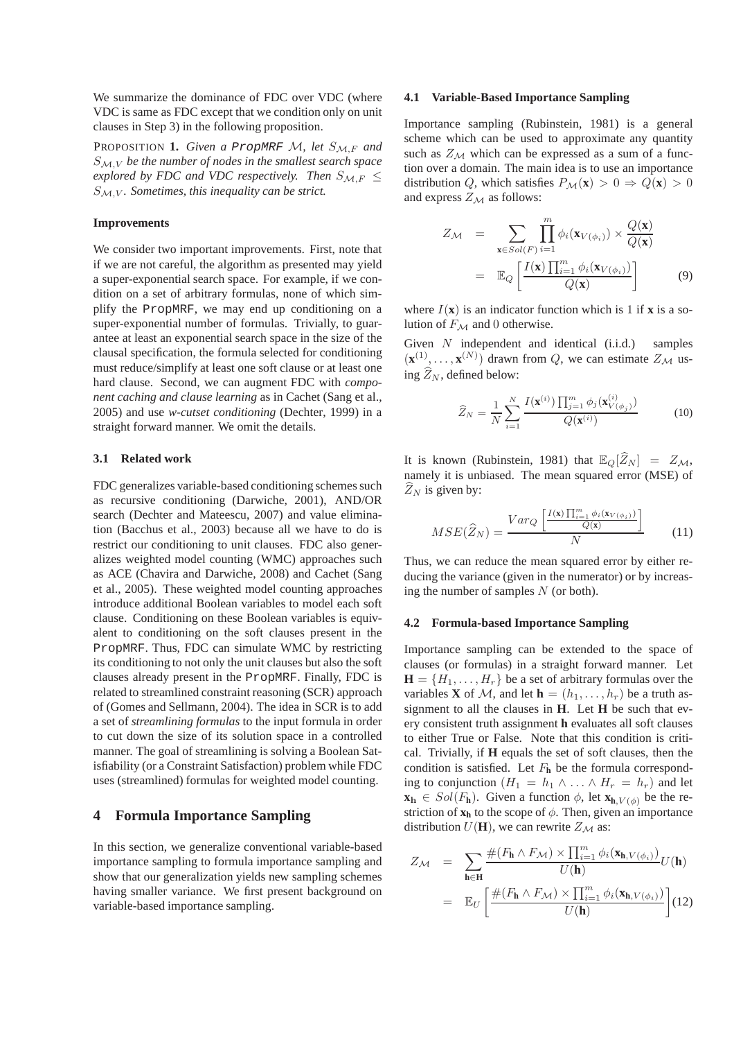We summarize the dominance of FDC over VDC (where VDC is same as FDC except that we condition only on unit clauses in Step 3) in the following proposition.

PROPOSITION **1.** *Given a* PropMRF $\mathcal{M}$*, let* $S_{\mathcal{M},F}$ *and* $S_{\mathcal{M},V}$ *be the number of nodes in the smallest search space explored by FDC and VDC respectively. Then* $S_{\mathcal{M},F} \leq S_{\mathcal{M},V}$*. Sometimes, this inequality can be strict.*

**Improvements**

We consider two important improvements. First, note that if we are not careful, the algorithm as presented may yield a super-exponential search space. For example, if we condition on a set of arbitrary formulas, none of which simplify the PropMRF, we may end up conditioning on a super-exponential number of formulas. Trivially, to guarantee at least an exponential search space in the size of the clausal specification, the formula selected for conditioning must reduce/simplify at least one soft clause or at least one hard clause. Second, we can augment FDC with *component caching and clause learning* as in Cachet (Sang et al., 2005) and use *w-cutset conditioning* (Dechter, 1999) in a straight forward manner. We omit the details.

### 3.1 Related work

FDC generalizes variable-based conditioning schemes such as recursive conditioning (Darwiche, 2001), AND/OR search (Dechter and Mateescu, 2007) and value elimination (Bacchus et al., 2003) because all we have to do is restrict our conditioning to unit clauses. FDC also generalizes weighted model counting (WMC) approaches such as ACE (Chavira and Darwiche, 2008) and Cachet (Sang et al., 2005). These weighted model counting approaches introduce additional Boolean variables to model each soft clause. Conditioning on these Boolean variables is equivalent to conditioning on the soft clauses present in the PropMRF. Thus, FDC can simulate WMC by restricting its conditioning to not only the unit clauses but also the soft clauses already present in the PropMRF. Finally, FDC is related to streamlined constraint reasoning (SCR) approach of (Gomes and Sellmann, 2004). The idea in SCR is to add a set of *streamlining formulas* to the input formula in order to cut down the size of its solution space in a controlled manner. The goal of streamlining is solving a Boolean Satisfiability (or a Constraint Satisfaction) problem while FDC uses (streamlined) formulas for weighted model counting.

## 4 Formula Importance Sampling

In this section, we generalize conventional variable-based importance sampling to formula importance sampling and show that our generalization yields new sampling schemes having smaller variance. We first present background on variable-based importance sampling.

### 4.1 Variable-Based Importance Sampling

Importance sampling (Rubinstein, 1981) is a general scheme which can be used to approximate any quantity such as $Z_{\mathcal{M}}$ which can be expressed as a sum of a function over a domain. The main idea is to use an importance distribution $Q$, which satisfies $P_{\mathcal{M}}(\mathbf{x}) > 0 \Rightarrow Q(\mathbf{x}) > 0$ and express $Z_{\mathcal{M}}$ as follows:

$$
\begin{aligned}
Z_{\mathcal{M}} &= \sum_{\mathbf{x} \in Sol(F)} \prod_{i=1}^{m} \phi_i(\mathbf{x}_{V(\phi_i)}) \times \frac{Q(\mathbf{x})}{Q(\mathbf{x})} \\
&= \mathbb{E}_Q\left[\frac{I(\mathbf{x}) \prod_{i=1}^{m} \phi_i(\mathbf{x}_{V(\phi_i)})}{Q(\mathbf{x})}\right] \qquad (9)
\end{aligned}
$$

where $I(\mathbf{x})$ is an indicator function which is 1 if $\mathbf{x}$ is a solution of $F_{\mathcal{M}}$ and 0 otherwise.

Given $N$ independent and identical (i.i.d.) samples $(\mathbf{x}^{(1)}, \ldots, \mathbf{x}^{(N)})$ drawn from $Q$, we can estimate $Z_{\mathcal{M}}$ using $\widehat{Z}_N$, defined below:

$$
\widehat{Z}_N = \frac{1}{N} \sum_{i=1}^{N} \frac{I(\mathbf{x}^{(i)}) \prod_{j=1}^{m} \phi_j(\mathbf{x}^{(i)}_{V(\phi_j)})}{Q(\mathbf{x}^{(i)})} \qquad (10)
$$

It is known (Rubinstein, 1981) that $\mathbb{E}_Q[\widehat{Z}_N] = Z_{\mathcal{M}}$, namely it is unbiased. The mean squared error (MSE) of $\widehat{Z}_N$ is given by:

$$
MSE(\widehat{Z}_N) = \frac{Var_Q\left[\frac{I(\mathbf{x}) \prod_{i=1}^{m} \phi_i(\mathbf{x}_{V(\phi_i)})}{Q(\mathbf{x})}\right]}{N} \qquad (11)
$$

Thus, we can reduce the mean squared error by either reducing the variance (given in the numerator) or by increasing the number of samples $N$ (or both).

### 4.2 Formula-based Importance Sampling

Importance sampling can be extended to the space of clauses (or formulas) in a straight forward manner. Let $\mathbf{H} = \{H_1, \ldots, H_r\}$ be a set of arbitrary formulas over the variables $\mathbf{X}$ of $\mathcal{M}$, and let $\mathbf{h} = (h_1, \ldots, h_r)$ be a truth assignment to all the clauses in $\mathbf{H}$. Let $\mathbf{H}$ be such that every consistent truth assignment $\mathbf{h}$ evaluates all soft clauses to either True or False. Note that this condition is critical. Trivially, if $\mathbf{H}$ equals the set of soft clauses, then the condition is satisfied. Let $F_{\mathbf{h}}$ be the formula corresponding to conjunction ($H_1 = h_1 \wedge \ldots \wedge H_r = h_r$) and let $\mathbf{x}_{\mathbf{h}} \in Sol(F_{\mathbf{h}})$. Given a function $\phi$, let $\mathbf{x}_{\mathbf{h},V(\phi)}$ be the restriction of $\mathbf{x}_{\mathbf{h}}$ to the scope of $\phi$. Then, given an importance distribution $U(\mathbf{H})$, we can rewrite $Z_{\mathcal{M}}$ as:

$$
\begin{aligned}
Z_{\mathcal{M}} &= \sum_{\mathbf{h} \in \mathbf{H}} \frac{\#(F_{\mathbf{h}} \wedge F_{\mathcal{M}}) \times \prod_{i=1}^{m} \phi_i(\mathbf{x}_{\mathbf{h},V(\phi_i)})}{U(\mathbf{h})} U(\mathbf{h}) \\
&= \mathbb{E}_U\left[\frac{\#(F_{\mathbf{h}} \wedge F_{\mathcal{M}}) \times \prod_{i=1}^{m} \phi_i(\mathbf{x}_{\mathbf{h},V(\phi_i)})}{U(\mathbf{h})}\right] \qquad (12)
\end{aligned}
$$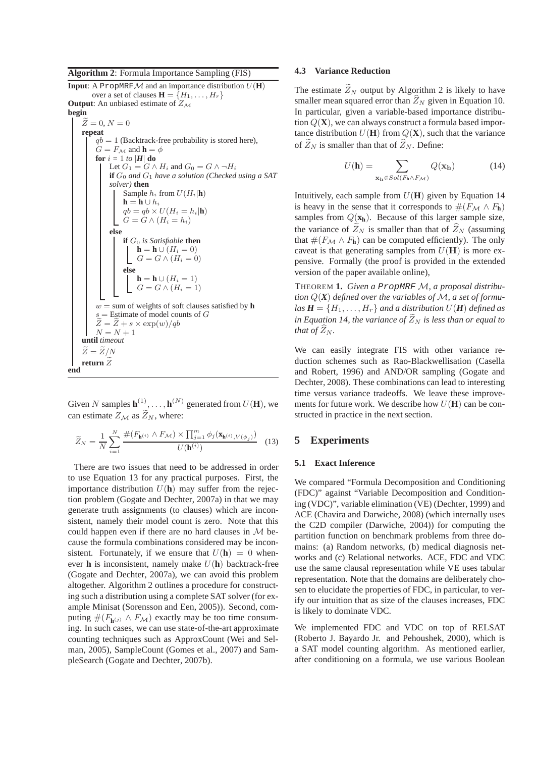**Algorithm 2**: Formula Importance Sampling (FIS)

```
Input: A PropMRF M and an importance distribution U(H)
       over a set of clauses H = {H_1, ..., H_r}
Output: An unbiased estimate of Z_M
begin
    Z~ = 0, N = 0
    repeat
        qb = 1 (Backtrack-free probability is stored here),
        G = F_M and h = φ
        for i = 1 to |H| do
            Let G_1 = G ∧ H_i and G_0 = G ∧ ¬H_i
            if G_0 and G_1 have a solution (Checked using a SAT solver) then
                Sample h_i from U(H_i|h)
                h = h ∪ h_i
                qb = qb × U(H_i = h_i|h)
                G = G ∧ (H_i = h_i)
            else
                if G_0 is Satisfiable then
                    h = h ∪ (H_i = 0)
                    G = G ∧ (H_i = 0)
                else
                    h = h ∪ (H_i = 1)
                    G = G ∧ (H_i = 1)
        w = sum of weights of soft clauses satisfied by h
        s = Estimate of model counts of G
        Z~ = Z~ + s × exp(w)/qb
        N = N + 1
    until timeout
    Z~ = Z~/N
    return Z~
end
```

Given $N$ samples $\mathbf{h}^{(1)}, \ldots, \mathbf{h}^{(N)}$ generated from $U(\mathbf{H})$, we can estimate $Z_{\mathcal{M}}$ as $\widetilde{Z}_N$, where:

$$\widetilde{Z}_N = \frac{1}{N} \sum_{i=1}^{N} \frac{\#(F_{\mathbf{h}^{(i)}} \wedge F_{\mathcal{M}}) \times \prod_{j=1}^{m} \phi_j(\mathbf{x}_{\mathbf{h}^{(i)}, V(\phi_j)})}{U(\mathbf{h}^{(i)})} \quad (13)$$

There are two issues that need to be addressed in order to use Equation 13 for any practical purposes. First, the importance distribution $U(\mathbf{h})$ may suffer from the rejection problem (Gogate and Dechter, 2007a) in that we may generate truth assignments (to clauses) which are inconsistent, namely their model count is zero. Note that this could happen even if there are no hard clauses in $\mathcal{M}$ because the formula combinations considered may be inconsistent. Fortunately, if we ensure that $U(\mathbf{h}) = 0$ whenever $\mathbf{h}$ is inconsistent, namely make $U(\mathbf{h})$ backtrack-free (Gogate and Dechter, 2007a), we can avoid this problem altogether. Algorithm 2 outlines a procedure for constructing such a distribution using a complete SAT solver (for example Minisat (Sorensson and Een, 2005)). Second, computing $\#(F_{\mathbf{h}^{(j)}} \wedge F_{\mathcal{M}})$ exactly may be too time consuming. In such cases, we can use state-of-the-art approximate counting techniques such as ApproxCount (Wei and Selman, 2005), SampleCount (Gomes et al., 2007) and SampleSearch (Gogate and Dechter, 2007b).

### 4.3 Variance Reduction

The estimate $\widetilde{Z}_N$ output by Algorithm 2 is likely to have smaller mean squared error than $\widehat{Z}_N$ given in Equation 10. In particular, given a variable-based importance distribution $Q(\mathbf{X})$, we can always construct a formula based importance distribution $U(\mathbf{H})$ from $Q(\mathbf{X})$, such that the variance of $\widetilde{Z}_N$ is smaller than that of $\widehat{Z}_N$. Define:

$$U(\mathbf{h}) = \sum_{\mathbf{x_h} \in Sol(F_{\mathbf{h}} \wedge F_{\mathcal{M}})} Q(\mathbf{x_h}) \quad (14)$$

Intuitively, each sample from $U(\mathbf{H})$ given by Equation 14 is heavy in the sense that it corresponds to $\#(F_{\mathcal{M}} \wedge F_{\mathbf{h}})$ samples from $Q(\mathbf{x_h})$. Because of this larger sample size, the variance of $\widetilde{Z}_N$ is smaller than that of $\widehat{Z}_N$ (assuming that $\#(F_{\mathcal{M}} \wedge F_{\mathbf{h}})$ can be computed efficiently). The only caveat is that generating samples from $U(\mathbf{H})$ is more expensive. Formally (the proof is provided in the extended version of the paper available online),

THEOREM **1.** *Given a* PropMRF $\mathcal{M}$*, a proposal distribution* $Q(\boldsymbol{X})$ *defined over the variables of* $\mathcal{M}$*, a set of formulas* $\boldsymbol{H} = \{H_1, \ldots, H_r\}$ *and a distribution* $U(\boldsymbol{H})$ *defined as in Equation 14, the variance of* $\widetilde{Z}_N$ *is less than or equal to that of* $\widehat{Z}_N$.

We can easily integrate FIS with other variance reduction schemes such as Rao-Blackwellisation (Casella and Robert, 1996) and AND/OR sampling (Gogate and Dechter, 2008). These combinations can lead to interesting time versus variance tradeoffs. We leave these improvements for future work. We describe how $U(\mathbf{H})$ can be constructed in practice in the next section.

## 5 Experiments

### 5.1 Exact Inference

We compared "Formula Decomposition and Conditioning (FDC)" against "Variable Decomposition and Conditioning (VDC)", variable elimination (VE) (Dechter, 1999) and ACE (Chavira and Darwiche, 2008) (which internally uses the C2D compiler (Darwiche, 2004)) for computing the partition function on benchmark problems from three domains: (a) Random networks, (b) medical diagnosis networks and (c) Relational networks. ACE, FDC and VDC use the same clausal representation while VE uses tabular representation. Note that the domains are deliberately chosen to elucidate the properties of FDC, in particular, to verify our intuition that as size of the clauses increases, FDC is likely to dominate VDC.

We implemented FDC and VDC on top of RELSAT (Roberto J. Bayardo Jr. and Pehoushek, 2000), which is a SAT model counting algorithm. As mentioned earlier, after conditioning on a formula, we use various Boolean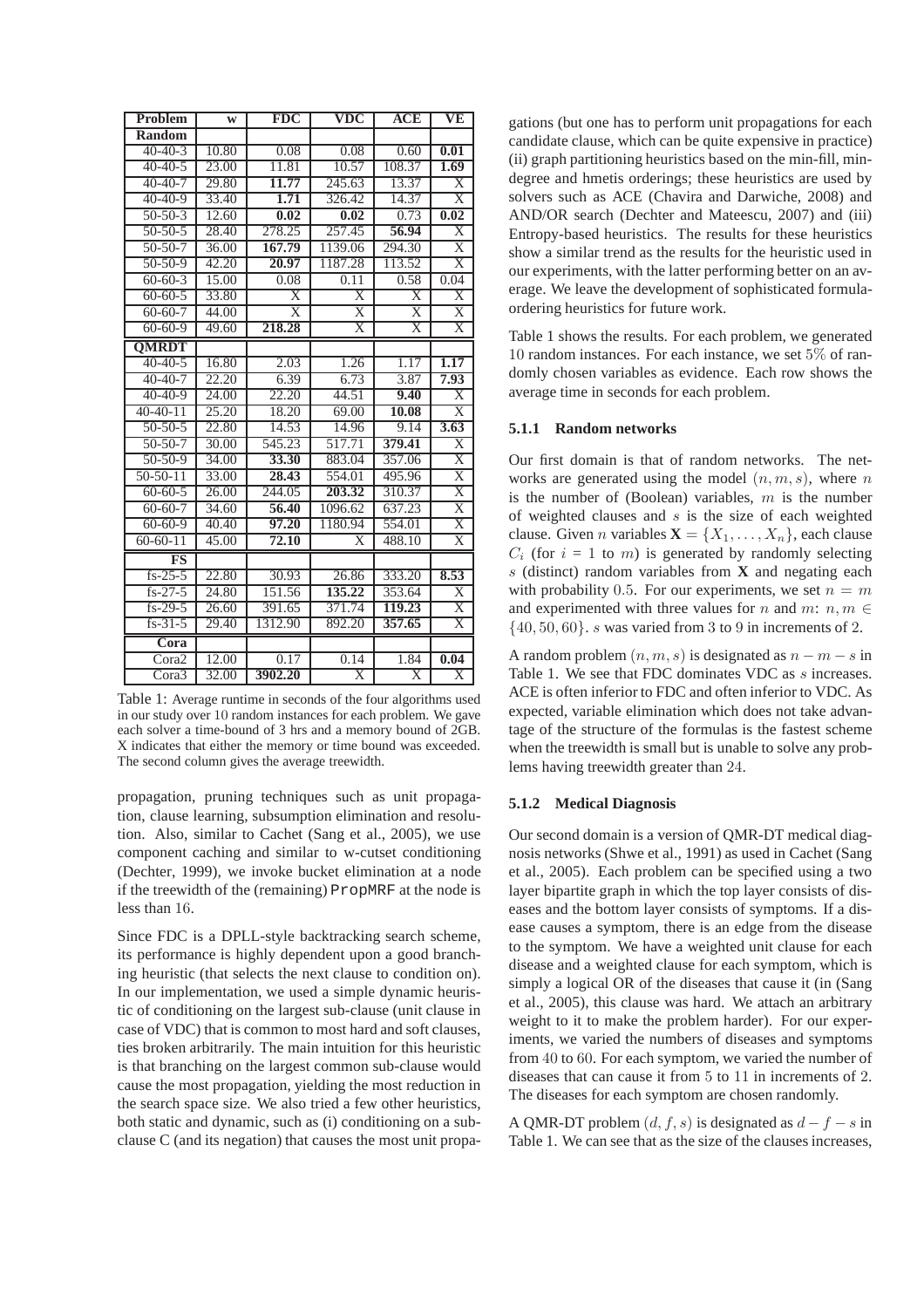| Problem | w | FDC | VDC | ACE | VE |
|---|---|---|---|---|---|
| **Random** | | | | | |
| 40-40-3 | 10.80 | 0.08 | 0.08 | 0.60 | **0.01** |
| 40-40-5 | 23.00 | 11.81 | 10.57 | 108.37 | **1.69** |
| 40-40-7 | 29.80 | **11.77** | 245.63 | 13.37 | X |
| 40-40-9 | 33.40 | **1.71** | 326.42 | 14.37 | X |
| 50-50-3 | 12.60 | **0.02** | **0.02** | 0.73 | **0.02** |
| 50-50-5 | 28.40 | 278.25 | 257.45 | **56.94** | X |
| 50-50-7 | 36.00 | **167.79** | 1139.06 | 294.30 | X |
| 50-50-9 | 42.20 | **20.97** | 1187.28 | 113.52 | X |
| 60-60-3 | 15.00 | 0.08 | 0.11 | 0.58 | 0.04 |
| 60-60-5 | 33.80 | X | X | X | X |
| 60-60-7 | 44.00 | X | X | X | X |
| 60-60-9 | 49.60 | **218.28** | X | X | X |
| **QMRDT** | | | | | |
| 40-40-5 | 16.80 | 2.03 | 1.26 | 1.17 | **1.17** |
| 40-40-7 | 22.20 | 6.39 | 6.73 | 3.87 | **7.93** |
| 40-40-9 | 24.00 | 22.20 | 44.51 | **9.40** | X |
| 40-40-11 | 25.20 | 18.20 | 69.00 | **10.08** | X |
| 50-50-5 | 22.80 | 14.53 | 14.96 | 9.14 | **3.63** |
| 50-50-7 | 30.00 | 545.23 | 517.71 | **379.41** | X |
| 50-50-9 | 34.00 | **33.30** | 883.04 | 357.06 | X |
| 50-50-11 | 33.00 | **28.43** | 554.01 | 495.96 | X |
| 60-60-5 | 26.00 | 244.05 | **203.32** | 310.37 | X |
| 60-60-7 | 34.60 | **56.40** | 1096.62 | 637.23 | X |
| 60-60-9 | 40.40 | **97.20** | 1180.94 | 554.01 | X |
| 60-60-11 | 45.00 | **72.10** | X | 488.10 | X |
| **FS** | | | | | |
| fs-25-5 | 22.80 | 30.93 | 26.86 | 333.20 | **8.53** |
| fs-27-5 | 24.80 | 151.56 | **135.22** | 353.64 | X |
| fs-29-5 | 26.60 | 391.65 | 371.74 | **119.23** | X |
| fs-31-5 | 29.40 | 1312.90 | 892.20 | **357.65** | X |
| **Cora** | | | | | |
| Cora2 | 12.00 | 0.17 | 0.14 | 1.84 | **0.04** |
| Cora3 | 32.00 | **3902.20** | X | X | X |

Table 1: Average runtime in seconds of the four algorithms used in our study over 10 random instances for each problem. We gave each solver a time-bound of 3 hrs and a memory bound of 2GB. X indicates that either the memory or time bound was exceeded. The second column gives the average treewidth.

propagation, pruning techniques such as unit propagation, clause learning, subsumption elimination and resolution. Also, similar to Cachet (Sang et al., 2005), we use component caching and similar to w-cutset conditioning (Dechter, 1999), we invoke bucket elimination at a node if the treewidth of the (remaining) `PropMRF` at the node is less than 16.

Since FDC is a DPLL-style backtracking search scheme, its performance is highly dependent upon a good branching heuristic (that selects the next clause to condition on). In our implementation, we used a simple dynamic heuristic of conditioning on the largest sub-clause (unit clause in case of VDC) that is common to most hard and soft clauses, ties broken arbitrarily. The main intuition for this heuristic is that branching on the largest common sub-clause would cause the most propagation, yielding the most reduction in the search space size. We also tried a few other heuristics, both static and dynamic, such as (i) conditioning on a sub-clause C (and its negation) that causes the most unit propagations (but one has to perform unit propagations for each candidate clause, which can be quite expensive in practice) (ii) graph partitioning heuristics based on the min-fill, min-degree and hmetis orderings; these heuristics are used by solvers such as ACE (Chavira and Darwiche, 2008) and AND/OR search (Dechter and Mateescu, 2007) and (iii) Entropy-based heuristics. The results for these heuristics show a similar trend as the results for the heuristic used in our experiments, with the latter performing better on an average. We leave the development of sophisticated formula-ordering heuristics for future work.

Table 1 shows the results. For each problem, we generated 10 random instances. For each instance, we set 5% of randomly chosen variables as evidence. Each row shows the average time in seconds for each problem.

#### 5.1.1 Random networks

Our first domain is that of random networks. The networks are generated using the model $(n, m, s)$, where $n$ is the number of (Boolean) variables, $m$ is the number of weighted clauses and $s$ is the size of each weighted clause. Given $n$ variables $\mathbf{X} = \{X_1, \ldots, X_n\}$, each clause $C_i$ (for $i = 1$ to $m$) is generated by randomly selecting $s$ (distinct) random variables from $\mathbf{X}$ and negating each with probability 0.5. For our experiments, we set $n = m$ and experimented with three values for $n$ and $m$: $n, m \in \{40, 50, 60\}$. $s$ was varied from 3 to 9 in increments of 2.

A random problem $(n, m, s)$ is designated as $n - m - s$ in Table 1. We see that FDC dominates VDC as $s$ increases. ACE is often inferior to FDC and often inferior to VDC. As expected, variable elimination which does not take advantage of the structure of the formulas is the fastest scheme when the treewidth is small but is unable to solve any problems having treewidth greater than 24.

#### 5.1.2 Medical Diagnosis

Our second domain is a version of QMR-DT medical diagnosis networks (Shwe et al., 1991) as used in Cachet (Sang et al., 2005). Each problem can be specified using a two layer bipartite graph in which the top layer consists of diseases and the bottom layer consists of symptoms. If a disease causes a symptom, there is an edge from the disease to the symptom. We have a weighted unit clause for each disease and a weighted clause for each symptom, which is simply a logical OR of the diseases that cause it (in (Sang et al., 2005), this clause was hard. We attach an arbitrary weight to it to make the problem harder). For our experiments, we varied the numbers of diseases and symptoms from 40 to 60. For each symptom, we varied the number of diseases that can cause it from 5 to 11 in increments of 2. The diseases for each symptom are chosen randomly.

A QMR-DT problem $(d, f, s)$ is designated as $d - f - s$ in Table 1. We can see that as the size of the clauses increases,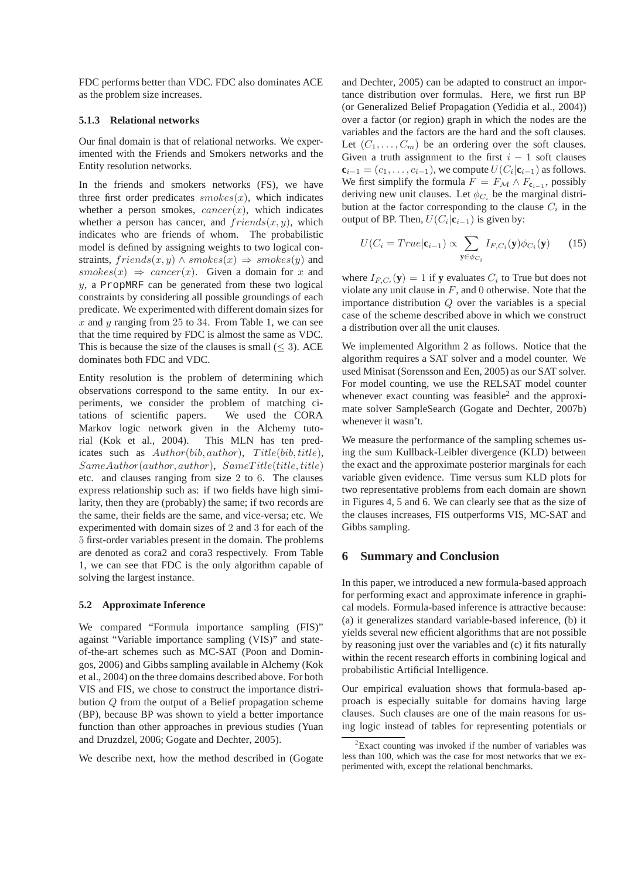FDC performs better than VDC. FDC also dominates ACE as the problem size increases.

### 5.1.3 Relational networks

Our final domain is that of relational networks. We experimented with the Friends and Smokers networks and the Entity resolution networks.

In the friends and smokers networks (FS), we have three first order predicates $smokes(x)$, which indicates whether a person smokes, $cancer(x)$, which indicates whether a person has cancer, and $friends(x, y)$, which indicates who are friends of whom. The probabilistic model is defined by assigning weights to two logical constraints, $friends(x, y) \wedge smokes(x) \Rightarrow smokes(y)$ and $smokes(x) \Rightarrow cancer(x)$. Given a domain for $x$ and $y$, a `PropMRF` can be generated from these two logical constraints by considering all possible groundings of each predicate. We experimented with different domain sizes for $x$ and $y$ ranging from 25 to 34. From Table 1, we can see that the time required by FDC is almost the same as VDC. This is because the size of the clauses is small ($\leq 3$). ACE dominates both FDC and VDC.

Entity resolution is the problem of determining which observations correspond to the same entity. In our experiments, we consider the problem of matching citations of scientific papers. We used the CORA Markov logic network given in the Alchemy tutorial (Kok et al., 2004). This MLN has ten predicates such as $Author(bib, author)$, $Title(bib, title)$, $SameAuthor(author, author)$, $SameTitle(title, title)$ etc. and clauses ranging from size 2 to 6. The clauses express relationship such as: if two fields have high similarity, then they are (probably) the same; if two records are the same, their fields are the same, and vice-versa; etc. We experimented with domain sizes of 2 and 3 for each of the 5 first-order variables present in the domain. The problems are denoted as cora2 and cora3 respectively. From Table 1, we can see that FDC is the only algorithm capable of solving the largest instance.

## 5.2 Approximate Inference

We compared "Formula importance sampling (FIS)" against "Variable importance sampling (VIS)" and state-of-the-art schemes such as MC-SAT (Poon and Domingos, 2006) and Gibbs sampling available in Alchemy (Kok et al., 2004) on the three domains described above. For both VIS and FIS, we chose to construct the importance distribution $Q$ from the output of a Belief propagation scheme (BP), because BP was shown to yield a better importance function than other approaches in previous studies (Yuan and Druzdzel, 2006; Gogate and Dechter, 2005).

We describe next, how the method described in (Gogate and Dechter, 2005) can be adapted to construct an importance distribution over formulas. Here, we first run BP (or Generalized Belief Propagation (Yedidia et al., 2004)) over a factor (or region) graph in which the nodes are the variables and the factors are the hard and the soft clauses. Let $(C_1, \ldots, C_m)$ be an ordering over the soft clauses. Given a truth assignment to the first $i-1$ soft clauses $\mathbf{c}_{i-1} = (c_1, \ldots, c_{i-1})$, we compute $U(C_i|\mathbf{c}_{i-1})$ as follows. We first simplify the formula $F = F_{\mathcal{M}} \wedge F_{\mathbf{c}_{i-1}}$, possibly deriving new unit clauses. Let $\phi_{C_i}$ be the marginal distribution at the factor corresponding to the clause $C_i$ in the output of BP. Then, $U(C_i|\mathbf{c}_{i-1})$ is given by:

$$U(C_i = True|\mathbf{c}_{i-1}) \propto \sum_{\mathbf{y} \in \phi_{C_i}} I_{F,C_i}(\mathbf{y})\phi_{C_i}(\mathbf{y}) \qquad (15)$$

where $I_{F,C_i}(\mathbf{y}) = 1$ if $\mathbf{y}$ evaluates $C_i$ to True but does not violate any unit clause in $F$, and 0 otherwise. Note that the importance distribution $Q$ over the variables is a special case of the scheme described above in which we construct a distribution over all the unit clauses.

We implemented Algorithm 2 as follows. Notice that the algorithm requires a SAT solver and a model counter. We used Minisat (Sorensson and Een, 2005) as our SAT solver. For model counting, we use the RELSAT model counter whenever exact counting was feasible[2] and the approximate solver SampleSearch (Gogate and Dechter, 2007b) whenever it wasn't.

We measure the performance of the sampling schemes using the sum Kullback-Leibler divergence (KLD) between the exact and the approximate posterior marginals for each variable given evidence. Time versus sum KLD plots for two representative problems from each domain are shown in Figures 4, 5 and 6. We can clearly see that as the size of the clauses increases, FIS outperforms VIS, MC-SAT and Gibbs sampling.

# 6 Summary and Conclusion

In this paper, we introduced a new formula-based approach for performing exact and approximate inference in graphical models. Formula-based inference is attractive because: (a) it generalizes standard variable-based inference, (b) it yields several new efficient algorithms that are not possible by reasoning just over the variables and (c) it fits naturally within the recent research efforts in combining logical and probabilistic Artificial Intelligence.

Our empirical evaluation shows that formula-based approach is especially suitable for domains having large clauses. Such clauses are one of the main reasons for using logic instead of tables for representing potentials or

[2] Exact counting was invoked if the number of variables was less than 100, which was the case for most networks that we experimented with, except the relational benchmarks.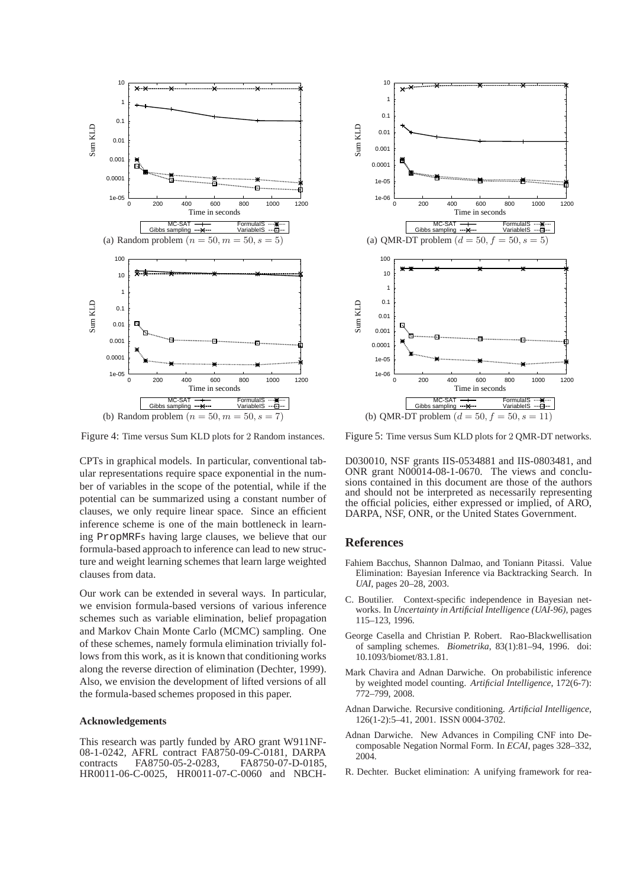10
1
0.1
0.01
0.001
0.0001
1e-05
0 200 400 600 800 1000 1200
Time in seconds
Sum KLD
MC-SAT
Gibbs sampling
FormulaIS
VariableIS

(a) Random problem $(n = 50, m = 50, s = 5)$

100
10
1
0.1
0.01
0.001
0.0001
1e-05
0 200 400 600 800 1000 1200
Time in seconds
Sum KLD
MC-SAT
Gibbs sampling
FormulaIS
VariableIS

(b) Random problem $(n = 50, m = 50, s = 7)$

Figure 4: Time versus Sum KLD plots for 2 Random instances.

10
1
0.1
0.01
0.001
0.0001
1e-05
1e-06
0 200 400 600 800 1000 1200
Time in seconds
Sum KLD
MC-SAT
Gibbs sampling
FormulaIS
VariableIS

(a) QMR-DT problem $(d = 50, f = 50, s = 5)$

100
10
1
0.1
0.01
0.001
0.0001
1e-05
1e-06
0 200 400 600 800 1000 1200
Time in seconds
Sum KLD
MC-SAT
Gibbs sampling
FormulaIS
VariableIS

(b) QMR-DT problem $(d = 50, f = 50, s = 11)$

Figure 5: Time versus Sum KLD plots for 2 QMR-DT networks.

CPTs in graphical models. In particular, conventional tabular representations require space exponential in the number of variables in the scope of the potential, while if the potential can be summarized using a constant number of clauses, we only require linear space. Since an efficient inference scheme is one of the main bottleneck in learning PropMRFs having large clauses, we believe that our formula-based approach to inference can lead to new structure and weight learning schemes that learn large weighted clauses from data.

Our work can be extended in several ways. In particular, we envision formula-based versions of various inference schemes such as variable elimination, belief propagation and Markov Chain Monte Carlo (MCMC) sampling. One of these schemes, namely formula elimination trivially follows from this work, as it is known that conditioning works along the reverse direction of elimination (Dechter, 1999). Also, we envision the development of lifted versions of all the formula-based schemes proposed in this paper.

### Acknowledgements

This research was partly funded by ARO grant W911NF-08-1-0242, AFRL contract FA8750-09-C-0181, DARPA contracts FA8750-05-2-0283, FA8750-07-D-0185, HR0011-06-C-0025, HR0011-07-C-0060 and NBCH-D030010, NSF grants IIS-0534881 and IIS-0803481, and ONR grant N00014-08-1-0670. The views and conclusions contained in this document are those of the authors and should not be interpreted as necessarily representing the official policies, either expressed or implied, of ARO, DARPA, NSF, ONR, or the United States Government.

## References

Fahiem Bacchus, Shannon Dalmao, and Toniann Pitassi. Value Elimination: Bayesian Inference via Backtracking Search. In *UAI*, pages 20–28, 2003.

C. Boutilier. Context-specific independence in Bayesian networks. In *Uncertainty in Artificial Intelligence (UAI-96)*, pages 115–123, 1996.

George Casella and Christian P. Robert. Rao-Blackwellisation of sampling schemes. *Biometrika*, 83(1):81–94, 1996. doi: 10.1093/biomet/83.1.81.

Mark Chavira and Adnan Darwiche. On probabilistic inference by weighted model counting. *Artificial Intelligence*, 172(6-7): 772–799, 2008.

Adnan Darwiche. Recursive conditioning. *Artificial Intelligence*, 126(1-2):5–41, 2001. ISSN 0004-3702.

Adnan Darwiche. New Advances in Compiling CNF into Decomposable Negation Normal Form. In *ECAI*, pages 328–332, 2004.

R. Dechter. Bucket elimination: A unifying framework for rea-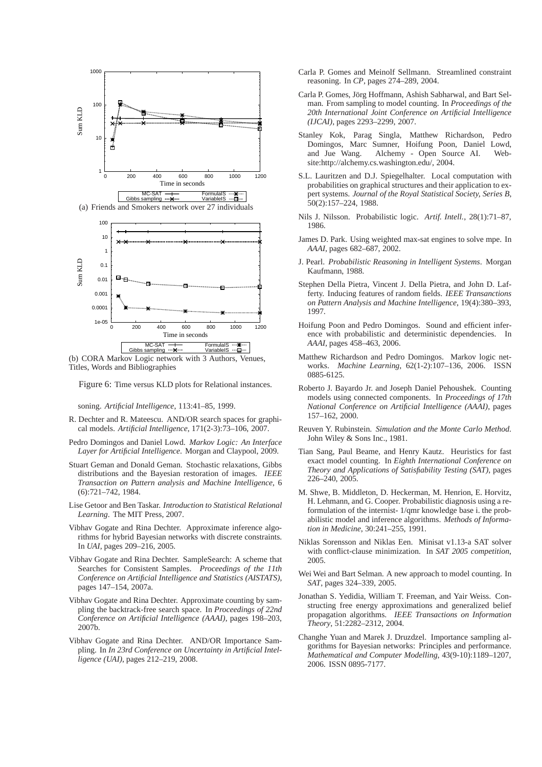Sum KLD

1000

100

10

1

0 200 400 600 800 1000 1200

Time in seconds

MC-SAT
Gibbs sampling
FormulaIS
VariableIS

(a) Friends and Smokers network over 27 individuals

Sum KLD

100
10
1
0.1
0.01
0.001
0.0001
1e-05

0 200 400 600 800 1000 1200

Time in seconds

MC-SAT
Gibbs sampling
FormulaIS
VariableIS

(b) CORA Markov Logic network with 3 Authors, Venues, Titles, Words and Bibliographies

Figure 6: Time versus KLD plots for Relational instances.

soning. *Artificial Intelligence*, 113:41–85, 1999.

R. Dechter and R. Mateescu. AND/OR search spaces for graphical models. *Artificial Intelligence*, 171(2-3):73–106, 2007.

Pedro Domingos and Daniel Lowd. *Markov Logic: An Interface Layer for Artificial Intelligence*. Morgan and Claypool, 2009.

Stuart Geman and Donald Geman. Stochastic relaxations, Gibbs distributions and the Bayesian restoration of images. *IEEE Transaction on Pattern analysis and Machine Intelligence*, 6 (6):721–742, 1984.

Lise Getoor and Ben Taskar. *Introduction to Statistical Relational Learning*. The MIT Press, 2007.

Vibhav Gogate and Rina Dechter. Approximate inference algorithms for hybrid Bayesian networks with discrete constraints. In *UAI*, pages 209–216, 2005.

Vibhav Gogate and Rina Dechter. SampleSearch: A scheme that Searches for Consistent Samples. *Proceedings of the 11th Conference on Artificial Intelligence and Statistics (AISTATS)*, pages 147–154, 2007a.

Vibhav Gogate and Rina Dechter. Approximate counting by sampling the backtrack-free search space. In *Proceedings of 22nd Conference on Artificial Intelligence (AAAI)*, pages 198–203, 2007b.

Vibhav Gogate and Rina Dechter. AND/OR Importance Sampling. In *In 23rd Conference on Uncertainty in Artificial Intelligence (UAI)*, pages 212–219, 2008.

Carla P. Gomes and Meinolf Sellmann. Streamlined constraint reasoning. In *CP*, pages 274–289, 2004.

Carla P. Gomes, Jörg Hoffmann, Ashish Sabharwal, and Bart Selman. From sampling to model counting. In *Proceedings of the 20th International Joint Conference on Artificial Intelligence (IJCAI)*, pages 2293–2299, 2007.

Stanley Kok, Parag Singla, Matthew Richardson, Pedro Domingos, Marc Sumner, Hoifung Poon, Daniel Lowd, and Jue Wang. Alchemy - Open Source AI. Website:http://alchemy.cs.washington.edu/, 2004.

S.L. Lauritzen and D.J. Spiegelhalter. Local computation with probabilities on graphical structures and their application to expert systems. *Journal of the Royal Statistical Society, Series B*, 50(2):157–224, 1988.

Nils J. Nilsson. Probabilistic logic. *Artif. Intell.*, 28(1):71–87, 1986.

James D. Park. Using weighted max-sat engines to solve mpe. In *AAAI*, pages 682–687, 2002.

J. Pearl. *Probabilistic Reasoning in Intelligent Systems*. Morgan Kaufmann, 1988.

Stephen Della Pietra, Vincent J. Della Pietra, and John D. Lafferty. Inducing features of random fields. *IEEE Transanctions on Pattern Analysis and Machine Intelligence*, 19(4):380–393, 1997.

Hoifung Poon and Pedro Domingos. Sound and efficient inference with probabilistic and deterministic dependencies. In *AAAI*, pages 458–463, 2006.

Matthew Richardson and Pedro Domingos. Markov logic networks. *Machine Learning*, 62(1-2):107–136, 2006. ISSN 0885-6125.

Roberto J. Bayardo Jr. and Joseph Daniel Pehoushek. Counting models using connected components. In *Proceedings of 17th National Conference on Artificial Intelligence (AAAI)*, pages 157–162, 2000.

Reuven Y. Rubinstein. *Simulation and the Monte Carlo Method*. John Wiley & Sons Inc., 1981.

Tian Sang, Paul Beame, and Henry Kautz. Heuristics for fast exact model counting. In *Eighth International Conference on Theory and Applications of Satisfiability Testing (SAT)*, pages 226–240, 2005.

M. Shwe, B. Middleton, D. Heckerman, M. Henrion, E. Horvitz, H. Lehmann, and G. Cooper. Probabilistic diagnosis using a reformulation of the internist- 1/qmr knowledge base i. the probabilistic model and inference algorithms. *Methods of Information in Medicine*, 30:241–255, 1991.

Niklas Sorensson and Niklas Een. Minisat v1.13-a SAT solver with conflict-clause minimization. In *SAT 2005 competition*, 2005.

Wei Wei and Bart Selman. A new approach to model counting. In *SAT*, pages 324–339, 2005.

Jonathan S. Yedidia, William T. Freeman, and Yair Weiss. Constructing free energy approximations and generalized belief propagation algorithms. *IEEE Transactions on Information Theory*, 51:2282–2312, 2004.

Changhe Yuan and Marek J. Druzdzel. Importance sampling algorithms for Bayesian networks: Principles and performance. *Mathematical and Computer Modelling*, 43(9-10):1189–1207, 2006. ISSN 0895-7177.